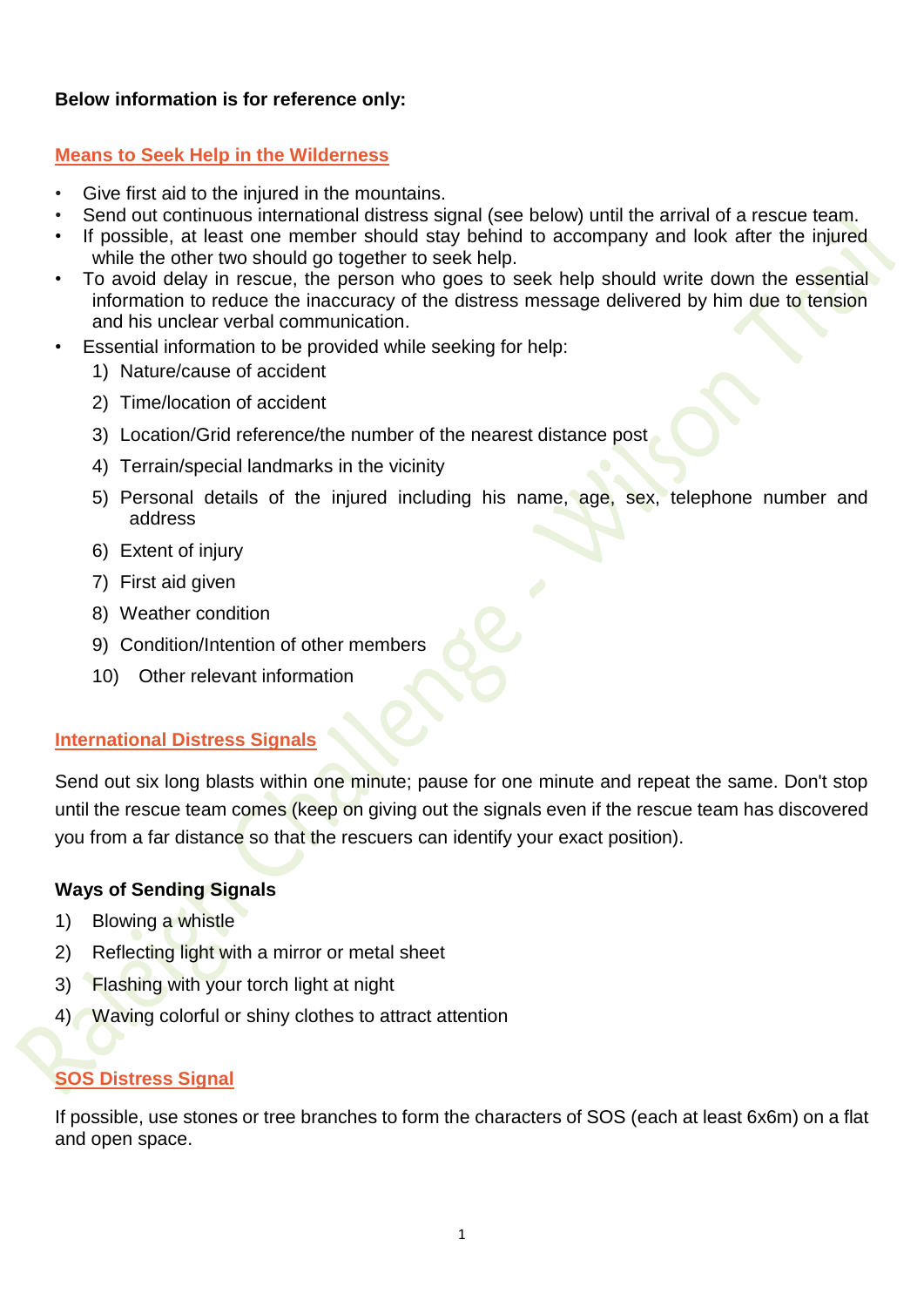**Below information is for reference only:**

## Means to Seek Help in the Wilderness

- Give first aid to the injured in the mountains.
- Send out continuous international distress signal (see below) until the arrival of a rescue team.
- If possible, at least one member should stay behind to accompany and look after the injured while the other two should go together to seek help.
- To avoid delay in rescue, the person who goes to seek help should write down the essential information to reduce the inaccuracy of the distress message delivered by him due to tension and his unclear verbal communication.
- Essential information to be provided while seeking for help:
    1) Nature/cause of accident
    2) Time/location of accident
    3) Location/Grid reference/the number of the nearest distance post
    4) Terrain/special landmarks in the vicinity
    5) Personal details of the injured including his name, age, sex, telephone number and address
    6) Extent of injury
    7) First aid given
    8) Weather condition
    9) Condition/Intention of other members
    10) Other relevant information

## International Distress Signals

Send out six long blasts within one minute; pause for one minute and repeat the same. Don't stop until the rescue team comes (keep on giving out the signals even if the rescue team has discovered you from a far distance so that the rescuers can identify your exact position).

**Ways of Sending Signals**

1) Blowing a whistle
2) Reflecting light with a mirror or metal sheet
3) Flashing with your torch light at night
4) Waving colorful or shiny clothes to attract attention

## SOS Distress Signal

If possible, use stones or tree branches to form the characters of SOS (each at least 6x6m) on a flat and open space.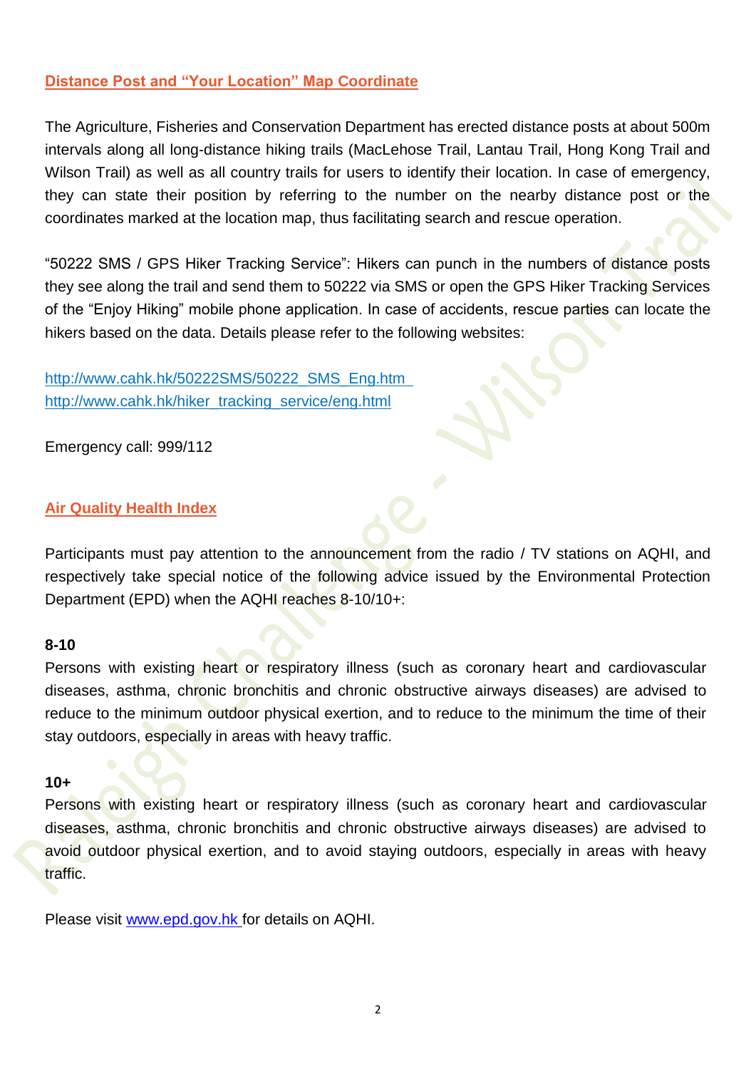## Distance Post and "Your Location" Map Coordinate

The Agriculture, Fisheries and Conservation Department has erected distance posts at about 500m intervals along all long-distance hiking trails (MacLehose Trail, Lantau Trail, Hong Kong Trail and Wilson Trail) as well as all country trails for users to identify their location. In case of emergency, they can state their position by referring to the number on the nearby distance post or the coordinates marked at the location map, thus facilitating search and rescue operation.

"50222 SMS / GPS Hiker Tracking Service": Hikers can punch in the numbers of distance posts they see along the trail and send them to 50222 via SMS or open the GPS Hiker Tracking Services of the "Enjoy Hiking" mobile phone application. In case of accidents, rescue parties can locate the hikers based on the data. Details please refer to the following websites:

http://www.cahk.hk/50222SMS/50222_SMS_Eng.htm
http://www.cahk.hk/hiker_tracking_service/eng.html

Emergency call: 999/112

## Air Quality Health Index

Participants must pay attention to the announcement from the radio / TV stations on AQHI, and respectively take special notice of the following advice issued by the Environmental Protection Department (EPD) when the AQHI reaches 8-10/10+:

**8-10**
Persons with existing heart or respiratory illness (such as coronary heart and cardiovascular diseases, asthma, chronic bronchitis and chronic obstructive airways diseases) are advised to reduce to the minimum outdoor physical exertion, and to reduce to the minimum the time of their stay outdoors, especially in areas with heavy traffic.

**10+**
Persons with existing heart or respiratory illness (such as coronary heart and cardiovascular diseases, asthma, chronic bronchitis and chronic obstructive airways diseases) are advised to avoid outdoor physical exertion, and to avoid staying outdoors, especially in areas with heavy traffic.

Please visit www.epd.gov.hk for details on AQHI.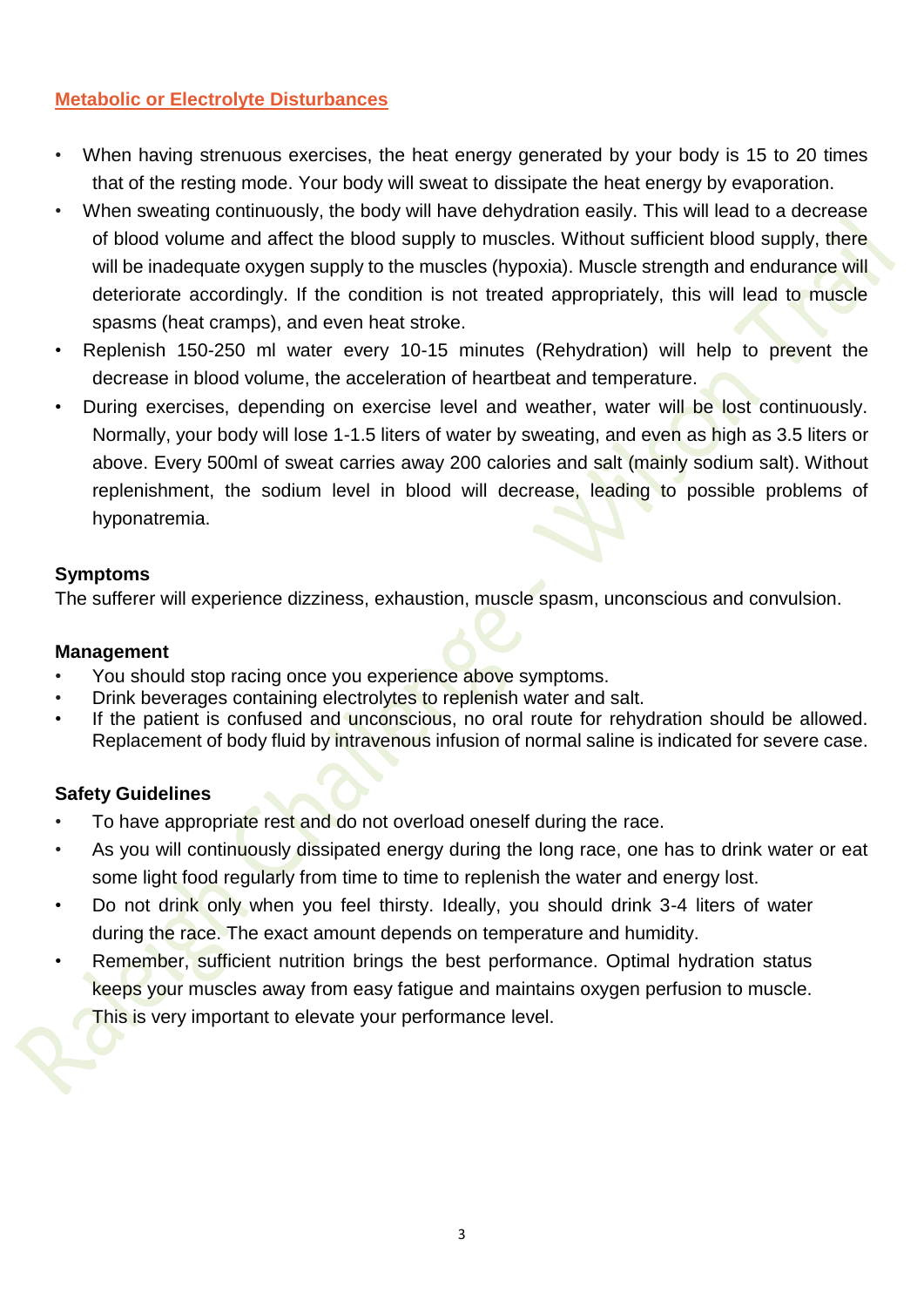## Metabolic or Electrolyte Disturbances

- When having strenuous exercises, the heat energy generated by your body is 15 to 20 times that of the resting mode. Your body will sweat to dissipate the heat energy by evaporation.
- When sweating continuously, the body will have dehydration easily. This will lead to a decrease of blood volume and affect the blood supply to muscles. Without sufficient blood supply, there will be inadequate oxygen supply to the muscles (hypoxia). Muscle strength and endurance will deteriorate accordingly. If the condition is not treated appropriately, this will lead to muscle spasms (heat cramps), and even heat stroke.
- Replenish 150-250 ml water every 10-15 minutes (Rehydration) will help to prevent the decrease in blood volume, the acceleration of heartbeat and temperature.
- During exercises, depending on exercise level and weather, water will be lost continuously. Normally, your body will lose 1-1.5 liters of water by sweating, and even as high as 3.5 liters or above. Every 500ml of sweat carries away 200 calories and salt (mainly sodium salt). Without replenishment, the sodium level in blood will decrease, leading to possible problems of hyponatremia.

### Symptoms

The sufferer will experience dizziness, exhaustion, muscle spasm, unconscious and convulsion.

### Management

- You should stop racing once you experience above symptoms.
- Drink beverages containing electrolytes to replenish water and salt.
- If the patient is confused and unconscious, no oral route for rehydration should be allowed. Replacement of body fluid by intravenous infusion of normal saline is indicated for severe case.

### Safety Guidelines

- To have appropriate rest and do not overload oneself during the race.
- As you will continuously dissipated energy during the long race, one has to drink water or eat some light food regularly from time to time to replenish the water and energy lost.
- Do not drink only when you feel thirsty. Ideally, you should drink 3-4 liters of water during the race. The exact amount depends on temperature and humidity.
- Remember, sufficient nutrition brings the best performance. Optimal hydration status keeps your muscles away from easy fatigue and maintains oxygen perfusion to muscle. This is very important to elevate your performance level.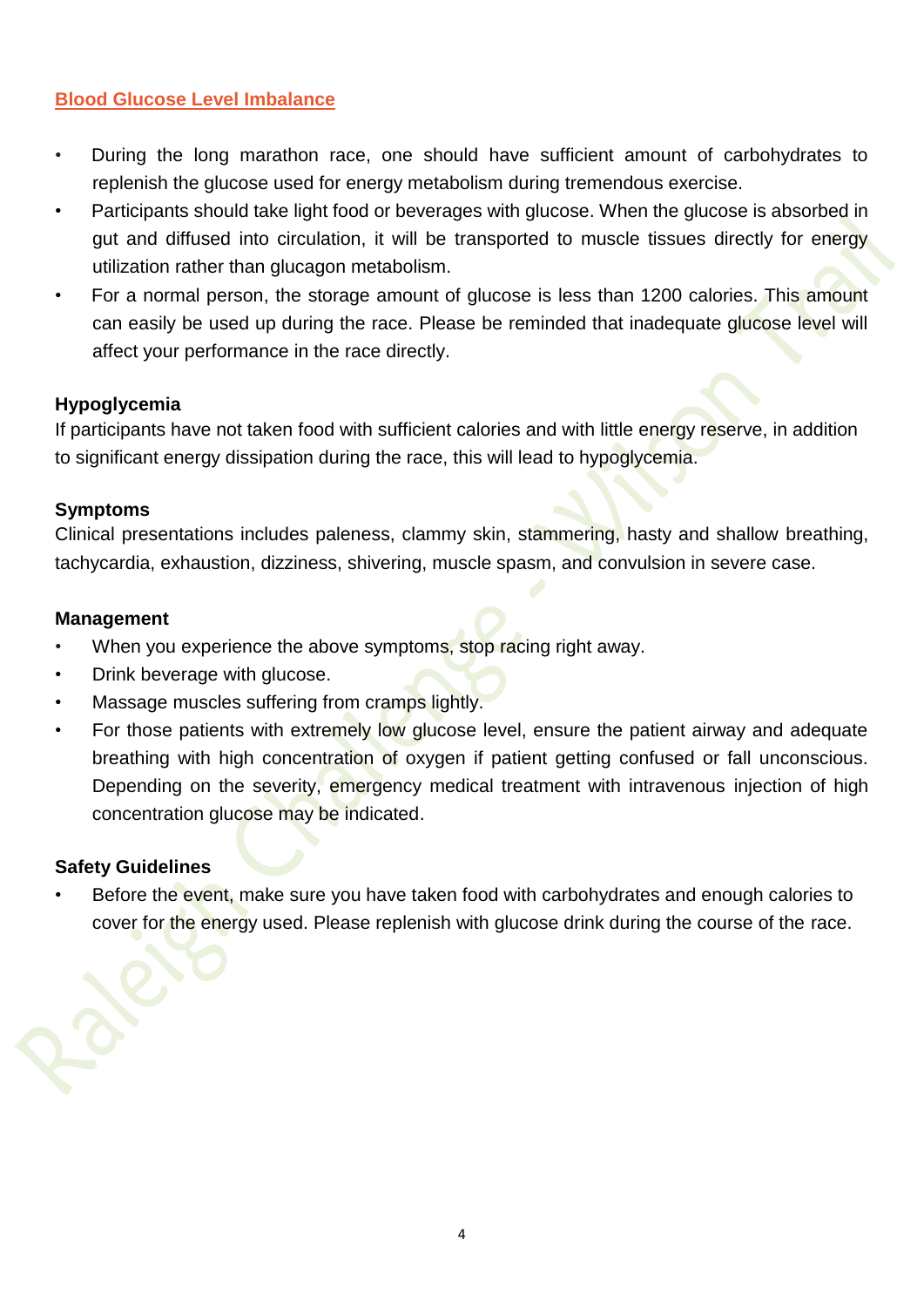## Blood Glucose Level Imbalance

- During the long marathon race, one should have sufficient amount of carbohydrates to replenish the glucose used for energy metabolism during tremendous exercise.
- Participants should take light food or beverages with glucose. When the glucose is absorbed in gut and diffused into circulation, it will be transported to muscle tissues directly for energy utilization rather than glucagon metabolism.
- For a normal person, the storage amount of glucose is less than 1200 calories. This amount can easily be used up during the race. Please be reminded that inadequate glucose level will affect your performance in the race directly.

### Hypoglycemia

If participants have not taken food with sufficient calories and with little energy reserve, in addition to significant energy dissipation during the race, this will lead to hypoglycemia.

### Symptoms

Clinical presentations includes paleness, clammy skin, stammering, hasty and shallow breathing, tachycardia, exhaustion, dizziness, shivering, muscle spasm, and convulsion in severe case.

### Management

- When you experience the above symptoms, stop racing right away.
- Drink beverage with glucose.
- Massage muscles suffering from cramps lightly.
- For those patients with extremely low glucose level, ensure the patient airway and adequate breathing with high concentration of oxygen if patient getting confused or fall unconscious. Depending on the severity, emergency medical treatment with intravenous injection of high concentration glucose may be indicated.

### Safety Guidelines

- Before the event, make sure you have taken food with carbohydrates and enough calories to cover for the energy used. Please replenish with glucose drink during the course of the race.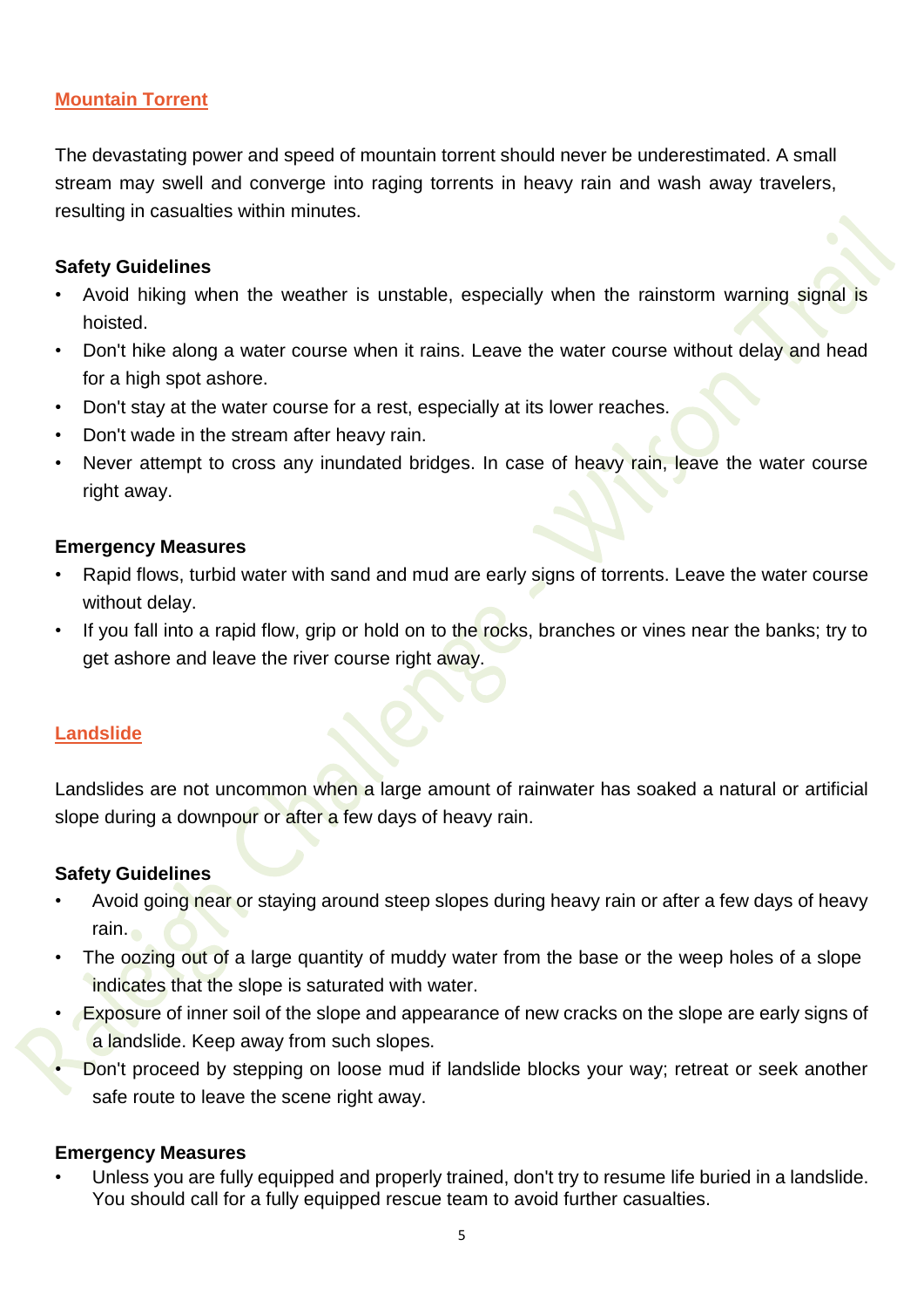## Mountain Torrent

The devastating power and speed of mountain torrent should never be underestimated. A small stream may swell and converge into raging torrents in heavy rain and wash away travelers, resulting in casualties within minutes.

**Safety Guidelines**

- Avoid hiking when the weather is unstable, especially when the rainstorm warning signal is hoisted.
- Don't hike along a water course when it rains. Leave the water course without delay and head for a high spot ashore.
- Don't stay at the water course for a rest, especially at its lower reaches.
- Don't wade in the stream after heavy rain.
- Never attempt to cross any inundated bridges. In case of heavy rain, leave the water course right away.

**Emergency Measures**

- Rapid flows, turbid water with sand and mud are early signs of torrents. Leave the water course without delay.
- If you fall into a rapid flow, grip or hold on to the rocks, branches or vines near the banks; try to get ashore and leave the river course right away.

## Landslide

Landslides are not uncommon when a large amount of rainwater has soaked a natural or artificial slope during a downpour or after a few days of heavy rain.

**Safety Guidelines**

- Avoid going near or staying around steep slopes during heavy rain or after a few days of heavy rain.
- The oozing out of a large quantity of muddy water from the base or the weep holes of a slope indicates that the slope is saturated with water.
- Exposure of inner soil of the slope and appearance of new cracks on the slope are early signs of a landslide. Keep away from such slopes.
- Don't proceed by stepping on loose mud if landslide blocks your way; retreat or seek another safe route to leave the scene right away.

**Emergency Measures**

- Unless you are fully equipped and properly trained, don't try to resume life buried in a landslide. You should call for a fully equipped rescue team to avoid further casualties.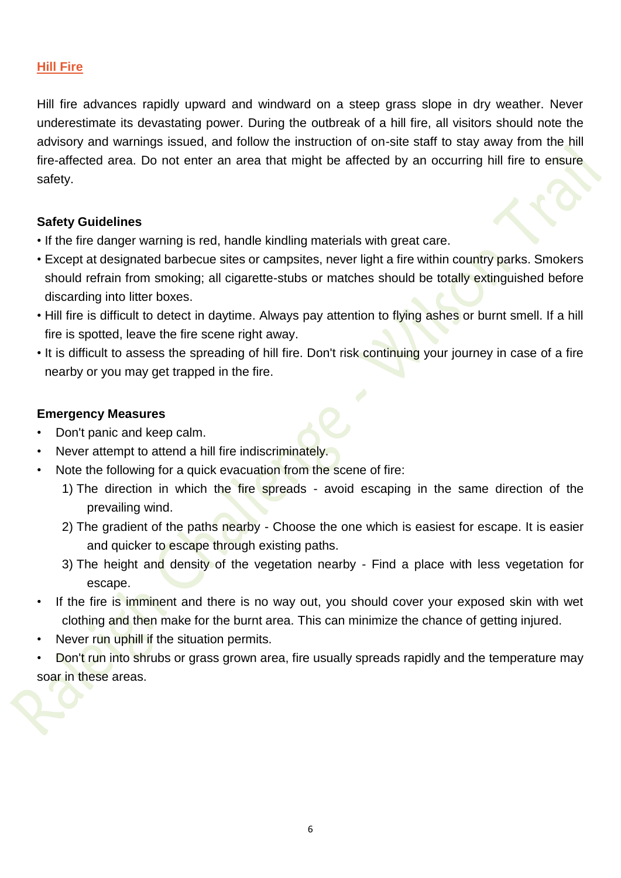## Hill Fire

Hill fire advances rapidly upward and windward on a steep grass slope in dry weather. Never underestimate its devastating power. During the outbreak of a hill fire, all visitors should note the advisory and warnings issued, and follow the instruction of on-site staff to stay away from the hill fire-affected area. Do not enter an area that might be affected by an occurring hill fire to ensure safety.

### Safety Guidelines

- If the fire danger warning is red, handle kindling materials with great care.
- Except at designated barbecue sites or campsites, never light a fire within country parks. Smokers should refrain from smoking; all cigarette-stubs or matches should be totally extinguished before discarding into litter boxes.
- Hill fire is difficult to detect in daytime. Always pay attention to flying ashes or burnt smell. If a hill fire is spotted, leave the fire scene right away.
- It is difficult to assess the spreading of hill fire. Don't risk continuing your journey in case of a fire nearby or you may get trapped in the fire.

### Emergency Measures

- Don't panic and keep calm.
- Never attempt to attend a hill fire indiscriminately.
- Note the following for a quick evacuation from the scene of fire:
  1) The direction in which the fire spreads - avoid escaping in the same direction of the prevailing wind.
  2) The gradient of the paths nearby - Choose the one which is easiest for escape. It is easier and quicker to escape through existing paths.
  3) The height and density of the vegetation nearby - Find a place with less vegetation for escape.
- If the fire is imminent and there is no way out, you should cover your exposed skin with wet clothing and then make for the burnt area. This can minimize the chance of getting injured.
- Never run uphill if the situation permits.
- Don't run into shrubs or grass grown area, fire usually spreads rapidly and the temperature may soar in these areas.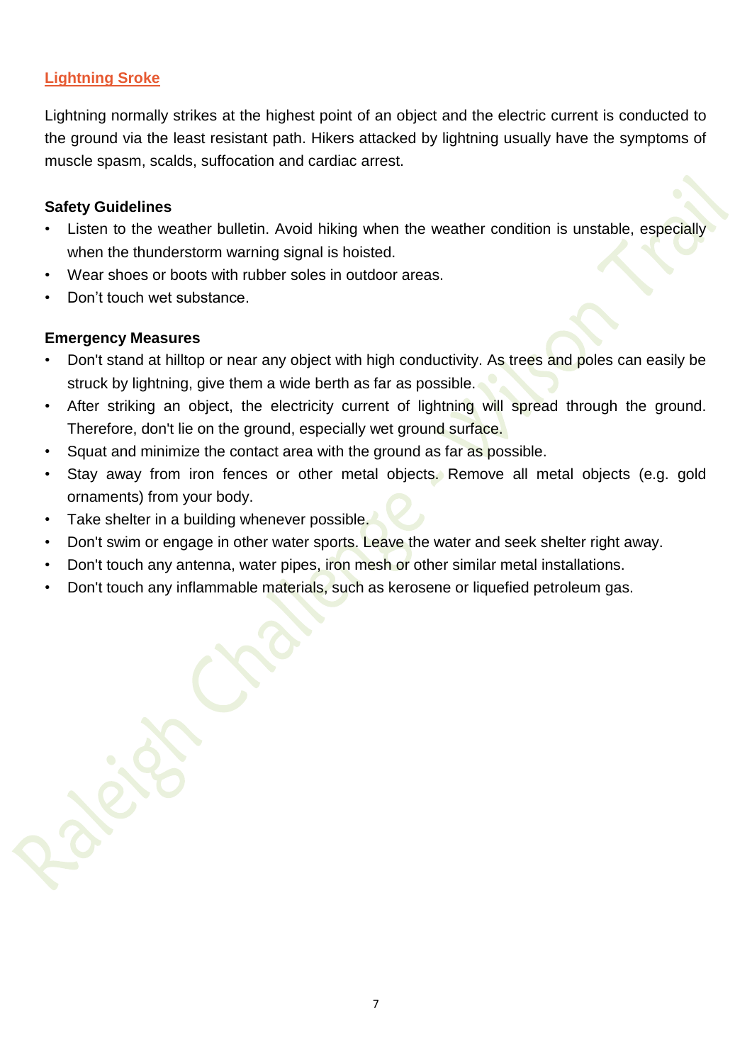## Lightning Sroke

Lightning normally strikes at the highest point of an object and the electric current is conducted to the ground via the least resistant path. Hikers attacked by lightning usually have the symptoms of muscle spasm, scalds, suffocation and cardiac arrest.

**Safety Guidelines**

- Listen to the weather bulletin. Avoid hiking when the weather condition is unstable, especially when the thunderstorm warning signal is hoisted.
- Wear shoes or boots with rubber soles in outdoor areas.
- Don't touch wet substance.

**Emergency Measures**

- Don't stand at hilltop or near any object with high conductivity. As trees and poles can easily be struck by lightning, give them a wide berth as far as possible.
- After striking an object, the electricity current of lightning will spread through the ground. Therefore, don't lie on the ground, especially wet ground surface.
- Squat and minimize the contact area with the ground as far as possible.
- Stay away from iron fences or other metal objects. Remove all metal objects (e.g. gold ornaments) from your body.
- Take shelter in a building whenever possible.
- Don't swim or engage in other water sports. Leave the water and seek shelter right away.
- Don't touch any antenna, water pipes, iron mesh or other similar metal installations.
- Don't touch any inflammable materials, such as kerosene or liquefied petroleum gas.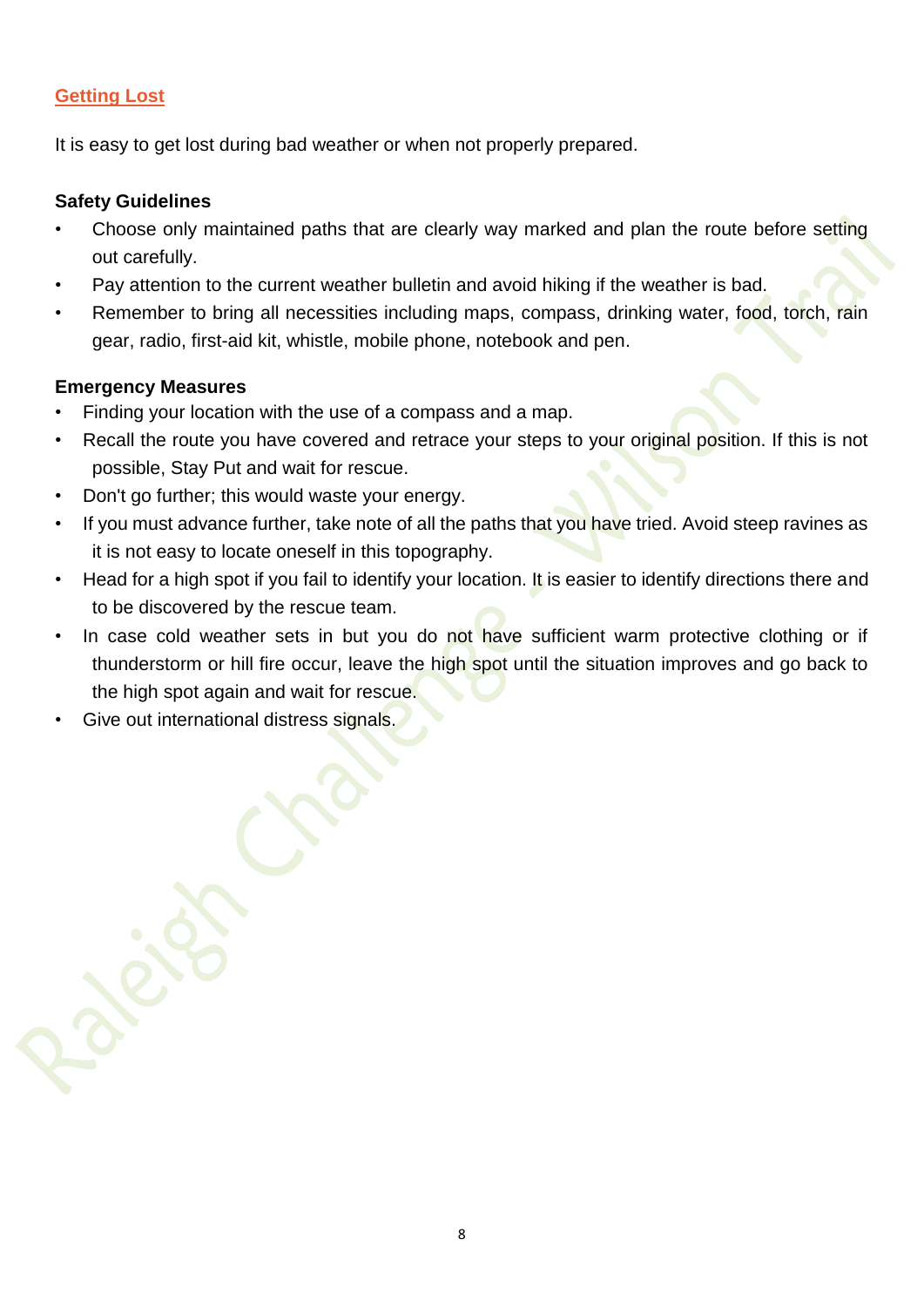## Getting Lost

It is easy to get lost during bad weather or when not properly prepared.

### Safety Guidelines

- Choose only maintained paths that are clearly way marked and plan the route before setting out carefully.
- Pay attention to the current weather bulletin and avoid hiking if the weather is bad.
- Remember to bring all necessities including maps, compass, drinking water, food, torch, rain gear, radio, first-aid kit, whistle, mobile phone, notebook and pen.

### Emergency Measures

- Finding your location with the use of a compass and a map.
- Recall the route you have covered and retrace your steps to your original position. If this is not possible, Stay Put and wait for rescue.
- Don't go further; this would waste your energy.
- If you must advance further, take note of all the paths that you have tried. Avoid steep ravines as it is not easy to locate oneself in this topography.
- Head for a high spot if you fail to identify your location. It is easier to identify directions there and to be discovered by the rescue team.
- In case cold weather sets in but you do not have sufficient warm protective clothing or if thunderstorm or hill fire occur, leave the high spot until the situation improves and go back to the high spot again and wait for rescue.
- Give out international distress signals.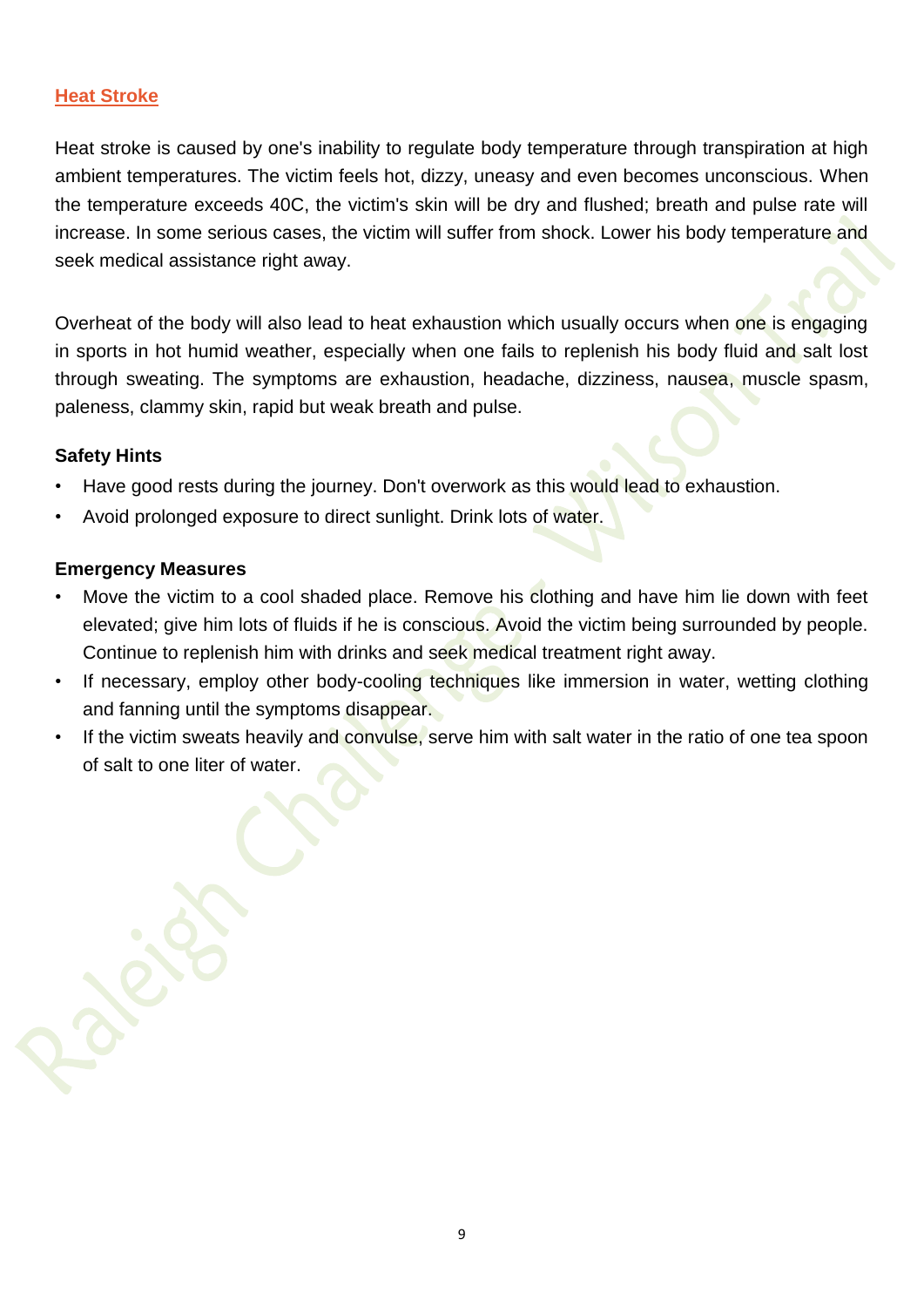## Heat Stroke

Heat stroke is caused by one's inability to regulate body temperature through transpiration at high ambient temperatures. The victim feels hot, dizzy, uneasy and even becomes unconscious. When the temperature exceeds 40C, the victim's skin will be dry and flushed; breath and pulse rate will increase. In some serious cases, the victim will suffer from shock. Lower his body temperature and seek medical assistance right away.

Overheat of the body will also lead to heat exhaustion which usually occurs when one is engaging in sports in hot humid weather, especially when one fails to replenish his body fluid and salt lost through sweating. The symptoms are exhaustion, headache, dizziness, nausea, muscle spasm, paleness, clammy skin, rapid but weak breath and pulse.

**Safety Hints**

- Have good rests during the journey. Don't overwork as this would lead to exhaustion.
- Avoid prolonged exposure to direct sunlight. Drink lots of water.

**Emergency Measures**

- Move the victim to a cool shaded place. Remove his clothing and have him lie down with feet elevated; give him lots of fluids if he is conscious. Avoid the victim being surrounded by people. Continue to replenish him with drinks and seek medical treatment right away.
- If necessary, employ other body-cooling techniques like immersion in water, wetting clothing and fanning until the symptoms disappear.
- If the victim sweats heavily and convulse, serve him with salt water in the ratio of one tea spoon of salt to one liter of water.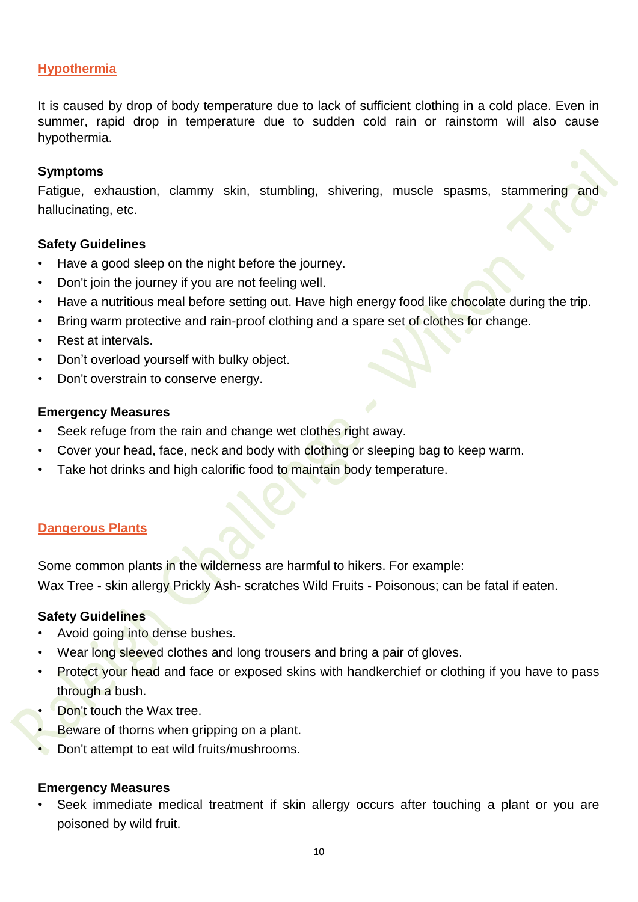## Hypothermia

It is caused by drop of body temperature due to lack of sufficient clothing in a cold place. Even in summer, rapid drop in temperature due to sudden cold rain or rainstorm will also cause hypothermia.

### Symptoms

Fatigue, exhaustion, clammy skin, stumbling, shivering, muscle spasms, stammering and hallucinating, etc.

### Safety Guidelines

- Have a good sleep on the night before the journey.
- Don't join the journey if you are not feeling well.
- Have a nutritious meal before setting out. Have high energy food like chocolate during the trip.
- Bring warm protective and rain-proof clothing and a spare set of clothes for change.
- Rest at intervals.
- Don't overload yourself with bulky object.
- Don't overstrain to conserve energy.

### Emergency Measures

- Seek refuge from the rain and change wet clothes right away.
- Cover your head, face, neck and body with clothing or sleeping bag to keep warm.
- Take hot drinks and high calorific food to maintain body temperature.

## Dangerous Plants

Some common plants in the wilderness are harmful to hikers. For example:
Wax Tree - skin allergy Prickly Ash- scratches Wild Fruits - Poisonous; can be fatal if eaten.

### Safety Guidelines

- Avoid going into dense bushes.
- Wear long sleeved clothes and long trousers and bring a pair of gloves.
- Protect your head and face or exposed skins with handkerchief or clothing if you have to pass through a bush.
- Don't touch the Wax tree.
- Beware of thorns when gripping on a plant.
- Don't attempt to eat wild fruits/mushrooms.

### Emergency Measures

- Seek immediate medical treatment if skin allergy occurs after touching a plant or you are poisoned by wild fruit.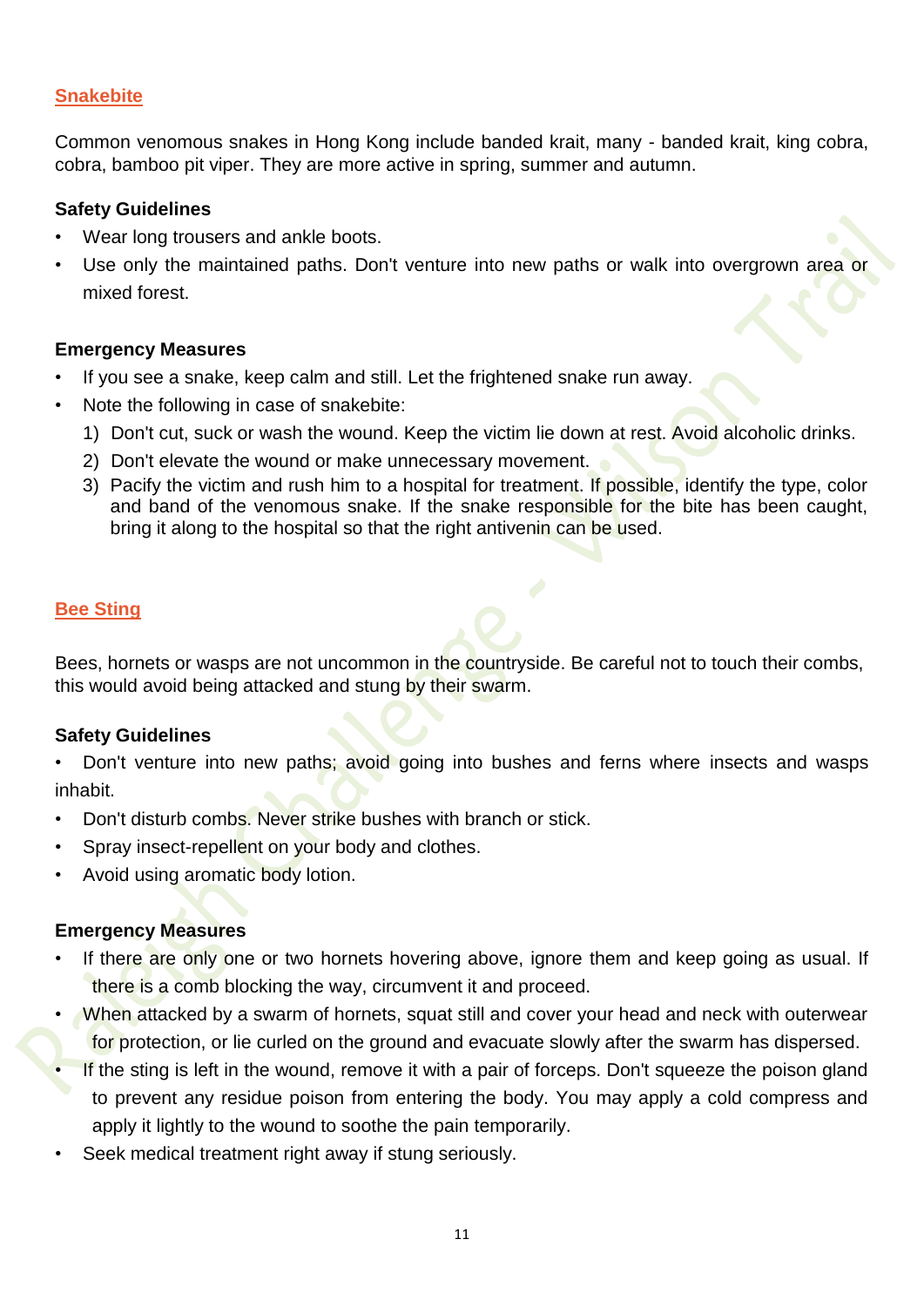## Snakebite

Common venomous snakes in Hong Kong include banded krait, many - banded krait, king cobra, cobra, bamboo pit viper. They are more active in spring, summer and autumn.

### Safety Guidelines

- Wear long trousers and ankle boots.
- Use only the maintained paths. Don't venture into new paths or walk into overgrown area or mixed forest.

### Emergency Measures

- If you see a snake, keep calm and still. Let the frightened snake run away.
- Note the following in case of snakebite:
  1) Don't cut, suck or wash the wound. Keep the victim lie down at rest. Avoid alcoholic drinks.
  2) Don't elevate the wound or make unnecessary movement.
  3) Pacify the victim and rush him to a hospital for treatment. If possible, identify the type, color and band of the venomous snake. If the snake responsible for the bite has been caught, bring it along to the hospital so that the right antivenin can be used.

## Bee Sting

Bees, hornets or wasps are not uncommon in the countryside. Be careful not to touch their combs, this would avoid being attacked and stung by their swarm.

### Safety Guidelines

- Don't venture into new paths; avoid going into bushes and ferns where insects and wasps inhabit.
- Don't disturb combs. Never strike bushes with branch or stick.
- Spray insect-repellent on your body and clothes.
- Avoid using aromatic body lotion.

### Emergency Measures

- If there are only one or two hornets hovering above, ignore them and keep going as usual. If there is a comb blocking the way, circumvent it and proceed.
- When attacked by a swarm of hornets, squat still and cover your head and neck with outerwear for protection, or lie curled on the ground and evacuate slowly after the swarm has dispersed.
- If the sting is left in the wound, remove it with a pair of forceps. Don't squeeze the poison gland to prevent any residue poison from entering the body. You may apply a cold compress and apply it lightly to the wound to soothe the pain temporarily.
- Seek medical treatment right away if stung seriously.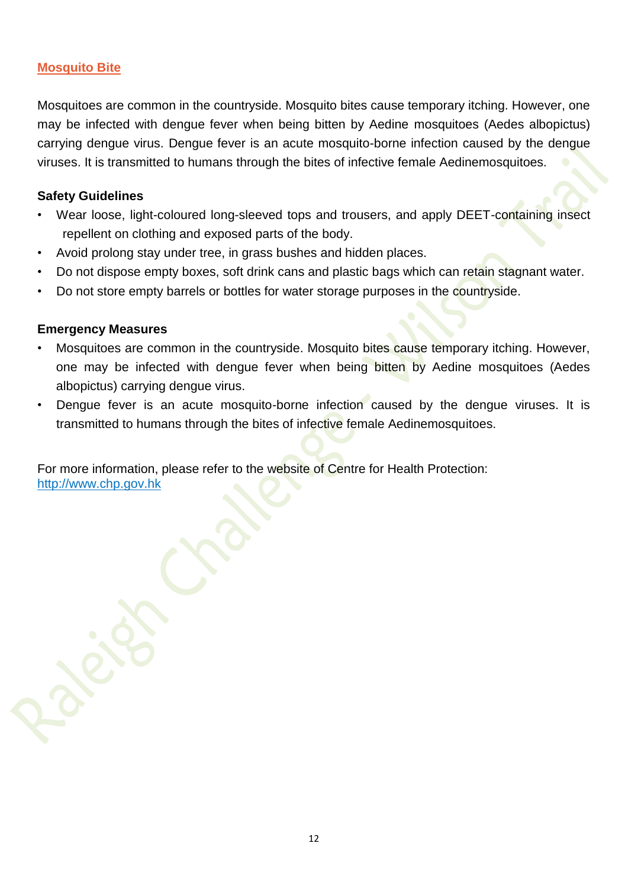## Mosquito Bite

Mosquitoes are common in the countryside. Mosquito bites cause temporary itching. However, one may be infected with dengue fever when being bitten by Aedine mosquitoes (Aedes albopictus) carrying dengue virus. Dengue fever is an acute mosquito-borne infection caused by the dengue viruses. It is transmitted to humans through the bites of infective female Aedinemosquitoes.

### Safety Guidelines

- Wear loose, light-coloured long-sleeved tops and trousers, and apply DEET-containing insect repellent on clothing and exposed parts of the body.
- Avoid prolong stay under tree, in grass bushes and hidden places.
- Do not dispose empty boxes, soft drink cans and plastic bags which can retain stagnant water.
- Do not store empty barrels or bottles for water storage purposes in the countryside.

### Emergency Measures

- Mosquitoes are common in the countryside. Mosquito bites cause temporary itching. However, one may be infected with dengue fever when being bitten by Aedine mosquitoes (Aedes albopictus) carrying dengue virus.
- Dengue fever is an acute mosquito-borne infection caused by the dengue viruses. It is transmitted to humans through the bites of infective female Aedinemosquitoes.

For more information, please refer to the website of Centre for Health Protection:
http://www.chp.gov.hk